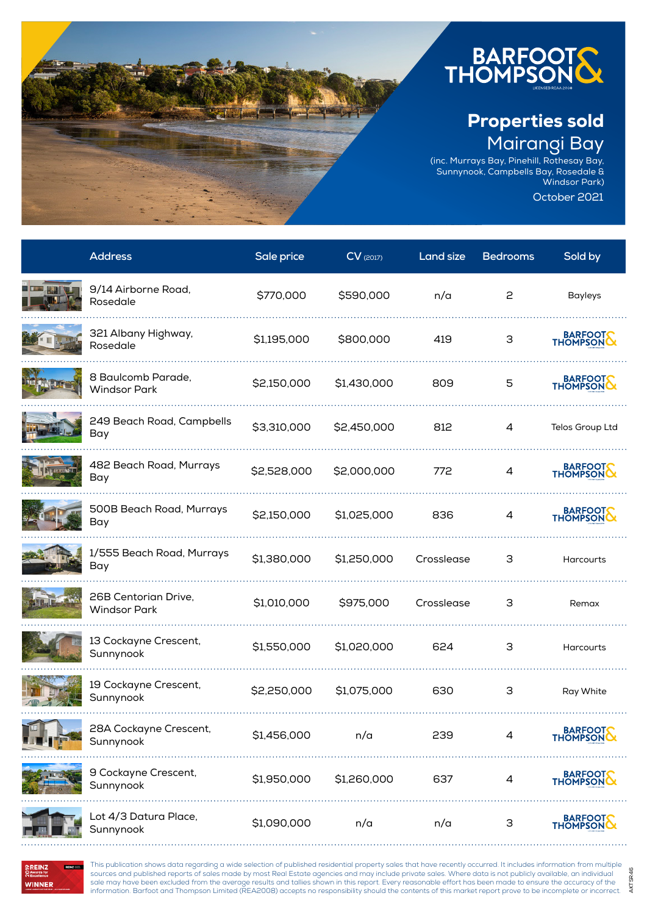# BARFOOT & THOMPSON

LICENSED REAA 2008

## Properties sold

## Mairangi Bay

(inc. Murrays Bay, Pinehill, Rothesay Bay, Sunnynook, Campbells Bay, Rosedale & Windsor Park)

October 2021

| Address | Sale price | CV (2017) | Land size | Bedrooms | Sold by |
|---|---|---|---|---|---|
| 9/14 Airborne Road, Rosedale | $770,000 | $590,000 | n/a | 2 | Bayleys |
| 321 Albany Highway, Rosedale | $1,195,000 | $800,000 | 419 | 3 | Barfoot & Thompson |
| 8 Baulcomb Parade, Windsor Park | $2,150,000 | $1,430,000 | 809 | 5 | Barfoot & Thompson |
| 249 Beach Road, Campbells Bay | $3,310,000 | $2,450,000 | 812 | 4 | Telos Group Ltd |
| 482 Beach Road, Murrays Bay | $2,528,000 | $2,000,000 | 772 | 4 | Barfoot & Thompson |
| 500B Beach Road, Murrays Bay | $2,150,000 | $1,025,000 | 836 | 4 | Barfoot & Thompson |
| 1/555 Beach Road, Murrays Bay | $1,380,000 | $1,250,000 | Crosslease | 3 | Harcourts |
| 26B Centorian Drive, Windsor Park | $1,010,000 | $975,000 | Crosslease | 3 | Remax |
| 13 Cockayne Crescent, Sunnynook | $1,550,000 | $1,020,000 | 624 | 3 | Harcourts |
| 19 Cockayne Crescent, Sunnynook | $2,250,000 | $1,075,000 | 630 | 3 | Ray White |
| 28A Cockayne Crescent, Sunnynook | $1,456,000 | n/a | 239 | 4 | Barfoot & Thompson |
| 9 Cockayne Crescent, Sunnynook | $1,950,000 | $1,260,000 | 637 | 4 | Barfoot & Thompson |
| Lot 4/3 Datura Place, Sunnynook | $1,090,000 | n/a | n/a | 3 | Barfoot & Thompson |

REINZ Awards for Excellence WINNER

This publication shows data regarding a wide selection of published residential property sales that have recently occurred. It includes information from multiple sources and published reports of sales made by most Real Estate agencies and may include private sales. Where data is not publicly available, an individual sale may have been excluded from the average results and tallies shown in this report. Every reasonable effort has been made to ensure the accuracy of the information. Barfoot and Thompson Limited (REA2008) accepts no responsibility should the contents of this market report prove to be incomplete or incorrect.

AKTSR46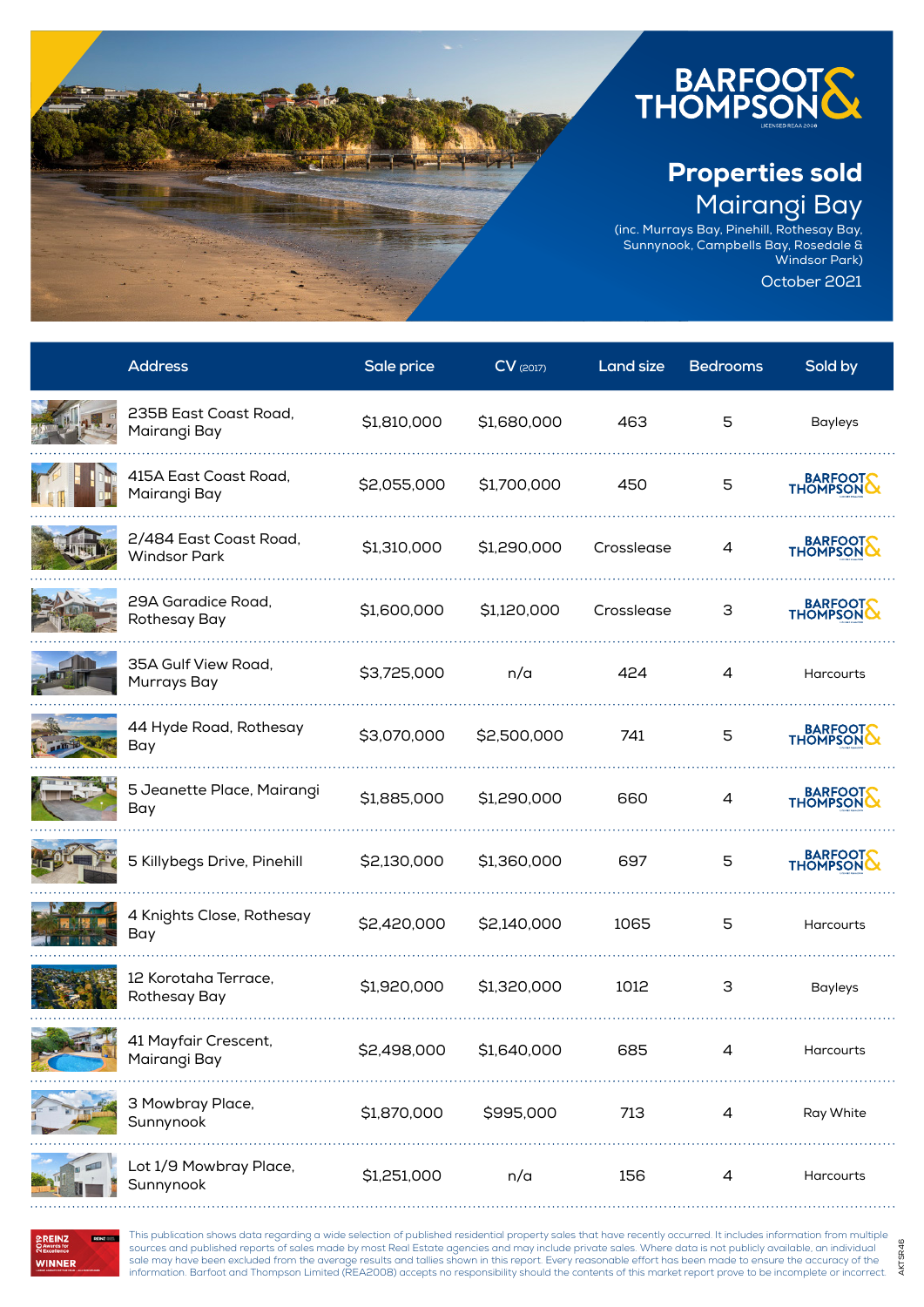# Properties sold

## Mairangi Bay

(inc. Murrays Bay, Pinehill, Rothesay Bay, Sunnynook, Campbells Bay, Rosedale & Windsor Park)

October 2021

| Address | Sale price | CV (2017) | Land size | Bedrooms | Sold by |
|---|---|---|---|---|---|
| 235B East Coast Road, Mairangi Bay | $1,810,000 | $1,680,000 | 463 | 5 | Bayleys |
| 415A East Coast Road, Mairangi Bay | $2,055,000 | $1,700,000 | 450 | 5 | Barfoot & Thompson |
| 2/484 East Coast Road, Windsor Park | $1,310,000 | $1,290,000 | Crosslease | 4 | Barfoot & Thompson |
| 29A Garadice Road, Rothesay Bay | $1,600,000 | $1,120,000 | Crosslease | 3 | Barfoot & Thompson |
| 35A Gulf View Road, Murrays Bay | $3,725,000 | n/a | 424 | 4 | Harcourts |
| 44 Hyde Road, Rothesay Bay | $3,070,000 | $2,500,000 | 741 | 5 | Barfoot & Thompson |
| 5 Jeanette Place, Mairangi Bay | $1,885,000 | $1,290,000 | 660 | 4 | Barfoot & Thompson |
| 5 Killybegs Drive, Pinehill | $2,130,000 | $1,360,000 | 697 | 5 | Barfoot & Thompson |
| 4 Knights Close, Rothesay Bay | $2,420,000 | $2,140,000 | 1065 | 5 | Harcourts |
| 12 Korotaha Terrace, Rothesay Bay | $1,920,000 | $1,320,000 | 1012 | 3 | Bayleys |
| 41 Mayfair Crescent, Mairangi Bay | $2,498,000 | $1,640,000 | 685 | 4 | Harcourts |
| 3 Mowbray Place, Sunnynook | $1,870,000 | $995,000 | 713 | 4 | Ray White |
| Lot 1/9 Mowbray Place, Sunnynook | $1,251,000 | n/a | 156 | 4 | Harcourts |

This publication shows data regarding a wide selection of published residential property sales that have recently occurred. It includes information from multiple sources and published reports of sales made by most Real Estate agencies and may include private sales. Where data is not publicly available, an individual sale may have been excluded from the average results and tallies shown in this report. Every reasonable effort has been made to ensure the accuracy of the information. Barfoot and Thompson Limited (REA2008) accepts no responsibility should the contents of this market report prove to be incomplete or incorrect.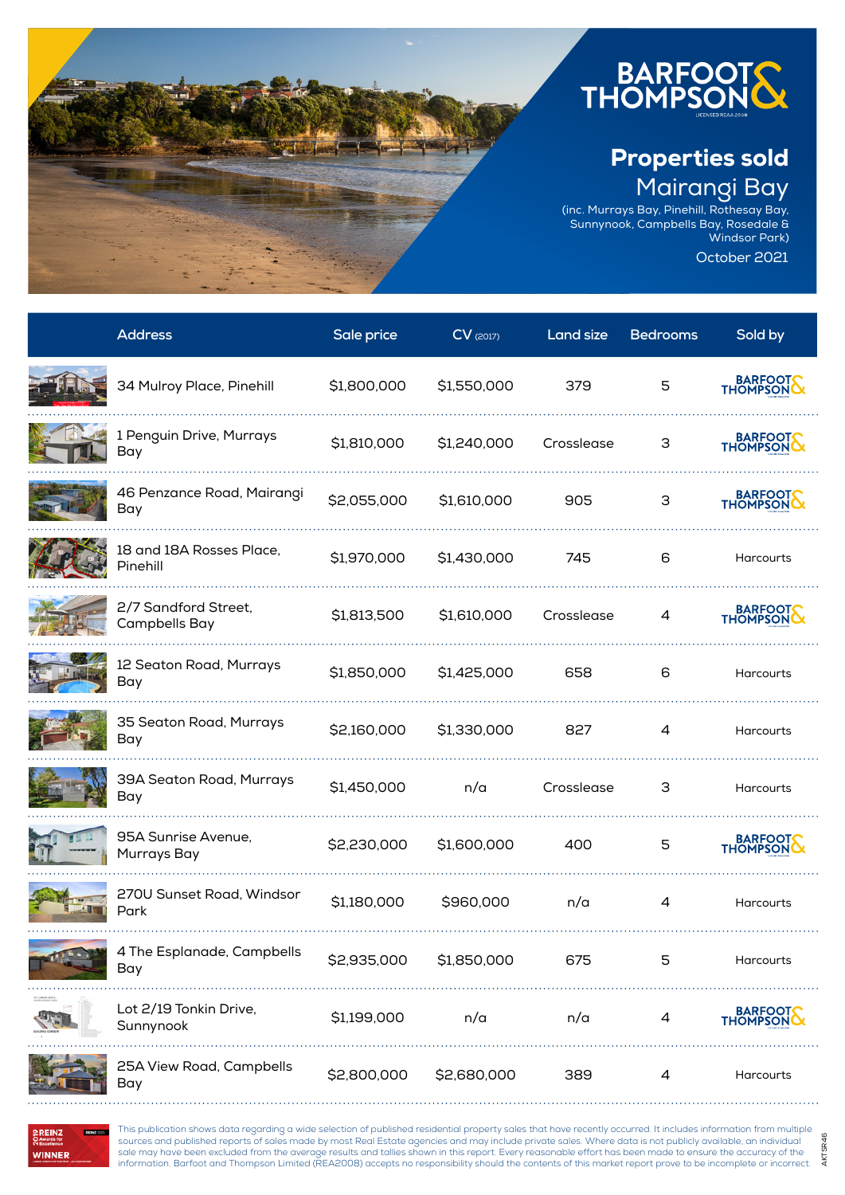# Properties sold

## Mairangi Bay

(inc. Murrays Bay, Pinehill, Rothesay Bay, Sunnynook, Campbells Bay, Rosedale & Windsor Park)

October 2021

| Address | Sale price | CV (2017) | Land size | Bedrooms | Sold by |
|---|---|---|---|---|---|
| 34 Mulroy Place, Pinehill | $1,800,000 | $1,550,000 | 379 | 5 | Barfoot & Thompson |
| 1 Penguin Drive, Murrays Bay | $1,810,000 | $1,240,000 | Crosslease | 3 | Barfoot & Thompson |
| 46 Penzance Road, Mairangi Bay | $2,055,000 | $1,610,000 | 905 | 3 | Barfoot & Thompson |
| 18 and 18A Rosses Place, Pinehill | $1,970,000 | $1,430,000 | 745 | 6 | Harcourts |
| 2/7 Sandford Street, Campbells Bay | $1,813,500 | $1,610,000 | Crosslease | 4 | Barfoot & Thompson |
| 12 Seaton Road, Murrays Bay | $1,850,000 | $1,425,000 | 658 | 6 | Harcourts |
| 35 Seaton Road, Murrays Bay | $2,160,000 | $1,330,000 | 827 | 4 | Harcourts |
| 39A Seaton Road, Murrays Bay | $1,450,000 | n/a | Crosslease | 3 | Harcourts |
| 95A Sunrise Avenue, Murrays Bay | $2,230,000 | $1,600,000 | 400 | 5 | Barfoot & Thompson |
| 270U Sunset Road, Windsor Park | $1,180,000 | $960,000 | n/a | 4 | Harcourts |
| 4 The Esplanade, Campbells Bay | $2,935,000 | $1,850,000 | 675 | 5 | Harcourts |
| Lot 2/19 Tonkin Drive, Sunnynook | $1,199,000 | n/a | n/a | 4 | Barfoot & Thompson |
| 25A View Road, Campbells Bay | $2,800,000 | $2,680,000 | 389 | 4 | Harcourts |

This publication shows data regarding a wide selection of published residential property sales that have recently occurred. It includes information from multiple sources and published reports of sales made by most Real Estate agencies and may include private sales. Where data is not publicly available, an individual sale may have been excluded from the average results and tallies shown in this report. Every reasonable effort has been made to ensure the accuracy of the information. Barfoot and Thompson Limited (REA2008) accepts no responsibility should the contents of this market report prove to be incomplete or incorrect.